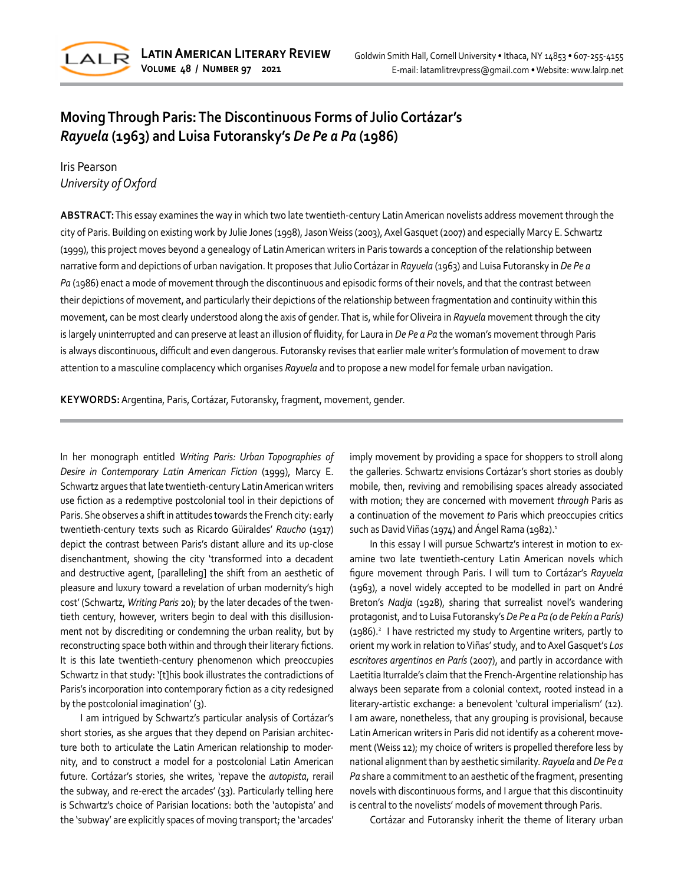# Moving Through Paris: The Discontinuous Forms of Julio Cortázar's *Rayuela* (1963) and Luisa Futoransky's *De Pe a Pa* (1986)

Iris Pearson
*University of Oxford*

**ABSTRACT:** This essay examines the way in which two late twentieth-century Latin American novelists address movement through the city of Paris. Building on existing work by Julie Jones (1998), Jason Weiss (2003), Axel Gasquet (2007) and especially Marcy E. Schwartz (1999), this project moves beyond a genealogy of Latin American writers in Paris towards a conception of the relationship between narrative form and depictions of urban navigation. It proposes that Julio Cortázar in *Rayuela* (1963) and Luisa Futoransky in *De Pe a Pa* (1986) enact a mode of movement through the discontinuous and episodic forms of their novels, and that the contrast between their depictions of movement, and particularly their depictions of the relationship between fragmentation and continuity within this movement, can be most clearly understood along the axis of gender. That is, while for Oliveira in *Rayuela* movement through the city is largely uninterrupted and can preserve at least an illusion of fluidity, for Laura in *De Pe a Pa* the woman's movement through Paris is always discontinuous, difficult and even dangerous. Futoransky revises that earlier male writer's formulation of movement to draw attention to a masculine complacency which organises *Rayuela* and to propose a new model for female urban navigation.

**KEYWORDS:** Argentina, Paris, Cortázar, Futoransky, fragment, movement, gender.

In her monograph entitled *Writing Paris: Urban Topographies of Desire in Contemporary Latin American Fiction* (1999), Marcy E. Schwartz argues that late twentieth-century Latin American writers use fiction as a redemptive postcolonial tool in their depictions of Paris. She observes a shift in attitudes towards the French city: early twentieth-century texts such as Ricardo Güiraldes' *Raucho* (1917) depict the contrast between Paris's distant allure and its up-close disenchantment, showing the city 'transformed into a decadent and destructive agent, [paralleling] the shift from an aesthetic of pleasure and luxury toward a revelation of urban modernity's high cost' (Schwartz, *Writing Paris* 20); by the later decades of the twentieth century, however, writers begin to deal with this disillusionment not by discrediting or condemning the urban reality, but by reconstructing space both within and through their literary fictions. It is this late twentieth-century phenomenon which preoccupies Schwartz in that study: '[t]his book illustrates the contradictions of Paris's incorporation into contemporary fiction as a city redesigned by the postcolonial imagination' (3).

I am intrigued by Schwartz's particular analysis of Cortázar's short stories, as she argues that they depend on Parisian architecture both to articulate the Latin American relationship to modernity, and to construct a model for a postcolonial Latin American future. Cortázar's stories, she writes, 'repave the *autopista*, rerail the subway, and re-erect the arcades' (33). Particularly telling here is Schwartz's choice of Parisian locations: both the 'autopista' and the 'subway' are explicitly spaces of moving transport; the 'arcades' imply movement by providing a space for shoppers to stroll along the galleries. Schwartz envisions Cortázar's short stories as doubly mobile, then, reviving and remobilising spaces already associated with motion; they are concerned with movement *through* Paris as a continuation of the movement *to* Paris which preoccupies critics such as David Viñas (1974) and Ángel Rama (1982).[1]

In this essay I will pursue Schwartz's interest in motion to examine two late twentieth-century Latin American novels which figure movement through Paris. I will turn to Cortázar's *Rayuela* (1963), a novel widely accepted to be modelled in part on André Breton's *Nadja* (1928), sharing that surrealist novel's wandering protagonist, and to Luisa Futoransky's *De Pe a Pa (o de Pekín a París)* (1986).[2] I have restricted my study to Argentine writers, partly to orient my work in relation to Viñas' study, and to Axel Gasquet's *Los escritores argentinos en París* (2007), and partly in accordance with Laetitia Iturralde's claim that the French-Argentine relationship has always been separate from a colonial context, rooted instead in a literary-artistic exchange: a benevolent 'cultural imperialism' (12). I am aware, nonetheless, that any grouping is provisional, because Latin American writers in Paris did not identify as a coherent movement (Weiss 12); my choice of writers is propelled therefore less by national alignment than by aesthetic similarity. *Rayuela* and *De Pe a Pa* share a commitment to an aesthetic of the fragment, presenting novels with discontinuous forms, and I argue that this discontinuity is central to the novelists' models of movement through Paris.

Cortázar and Futoransky inherit the theme of literary urban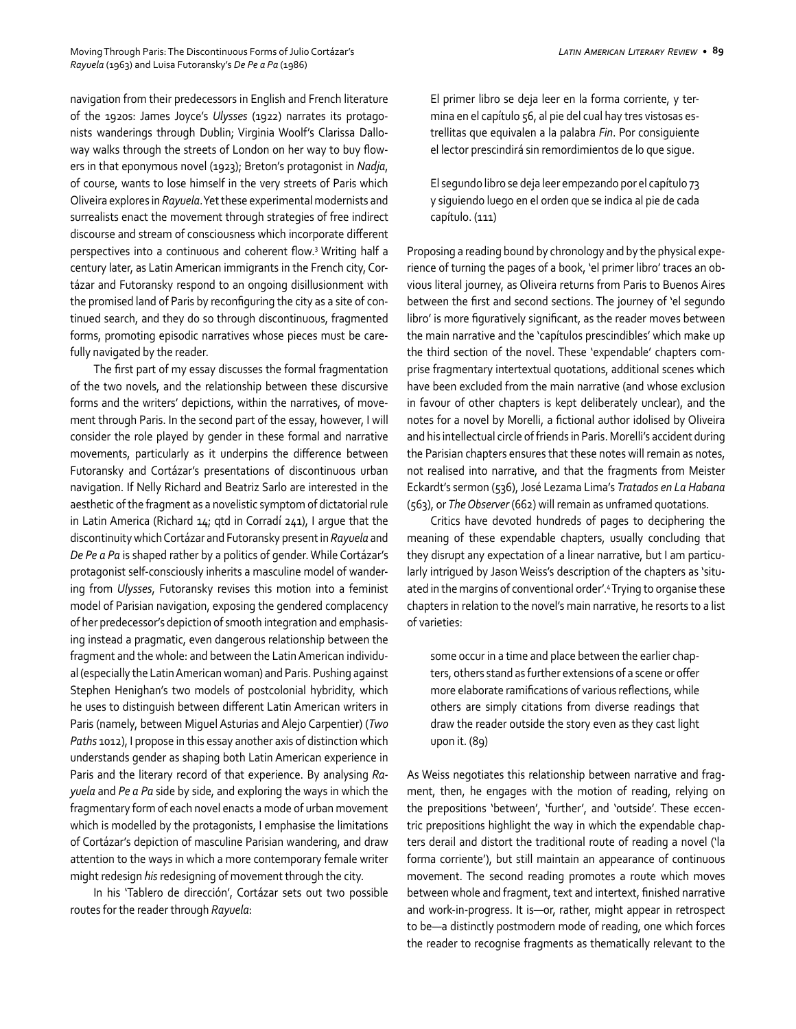navigation from their predecessors in English and French literature of the 1920s: James Joyce's *Ulysses* (1922) narrates its protagonists wanderings through Dublin; Virginia Woolf's Clarissa Dalloway walks through the streets of London on her way to buy flowers in that eponymous novel (1923); Breton's protagonist in *Nadja*, of course, wants to lose himself in the very streets of Paris which Oliveira explores in *Rayuela*. Yet these experimental modernists and surrealists enact the movement through strategies of free indirect discourse and stream of consciousness which incorporate different perspectives into a continuous and coherent flow.[3] Writing half a century later, as Latin American immigrants in the French city, Cortázar and Futoransky respond to an ongoing disillusionment with the promised land of Paris by reconfiguring the city as a site of continued search, and they do so through discontinuous, fragmented forms, promoting episodic narratives whose pieces must be carefully navigated by the reader.

The first part of my essay discusses the formal fragmentation of the two novels, and the relationship between these discursive forms and the writers' depictions, within the narratives, of movement through Paris. In the second part of the essay, however, I will consider the role played by gender in these formal and narrative movements, particularly as it underpins the difference between Futoransky and Cortázar's presentations of discontinuous urban navigation. If Nelly Richard and Beatriz Sarlo are interested in the aesthetic of the fragment as a novelistic symptom of dictatorial rule in Latin America (Richard 14; qtd in Corradí 241), I argue that the discontinuity which Cortázar and Futoransky present in *Rayuela* and *De Pe a Pa* is shaped rather by a politics of gender. While Cortázar's protagonist self-consciously inherits a masculine model of wandering from *Ulysses*, Futoransky revises this motion into a feminist model of Parisian navigation, exposing the gendered complacency of her predecessor's depiction of smooth integration and emphasising instead a pragmatic, even dangerous relationship between the fragment and the whole: and between the Latin American individual (especially the Latin American woman) and Paris. Pushing against Stephen Henighan's two models of postcolonial hybridity, which he uses to distinguish between different Latin American writers in Paris (namely, between Miguel Asturias and Alejo Carpentier) (*Two Paths* 1012), I propose in this essay another axis of distinction which understands gender as shaping both Latin American experience in Paris and the literary record of that experience. By analysing *Rayuela* and *Pe a Pa* side by side, and exploring the ways in which the fragmentary form of each novel enacts a mode of urban movement which is modelled by the protagonists, I emphasise the limitations of Cortázar's depiction of masculine Parisian wandering, and draw attention to the ways in which a more contemporary female writer might redesign *his* redesigning of movement through the city.

In his 'Tablero de dirección', Cortázar sets out two possible routes for the reader through *Rayuela*:

> El primer libro se deja leer en la forma corriente, y termina en el capítulo 56, al pie del cual hay tres vistosas estrellitas que equivalen a la palabra *Fin*. Por consiguiente el lector prescindirá sin remordimientos de lo que sigue.
>
> El segundo libro se deja leer empezando por el capítulo 73 y siguiendo luego en el orden que se indica al pie de cada capítulo. (111)

Proposing a reading bound by chronology and by the physical experience of turning the pages of a book, 'el primer libro' traces an obvious literal journey, as Oliveira returns from Paris to Buenos Aires between the first and second sections. The journey of 'el segundo libro' is more figuratively significant, as the reader moves between the main narrative and the 'capítulos prescindibles' which make up the third section of the novel. These 'expendable' chapters comprise fragmentary intertextual quotations, additional scenes which have been excluded from the main narrative (and whose exclusion in favour of other chapters is kept deliberately unclear), and the notes for a novel by Morelli, a fictional author idolised by Oliveira and his intellectual circle of friends in Paris. Morelli's accident during the Parisian chapters ensures that these notes will remain as notes, not realised into narrative, and that the fragments from Meister Eckardt's sermon (536), José Lezama Lima's *Tratados en La Habana* (563), or *The Observer* (662) will remain as unframed quotations.

Critics have devoted hundreds of pages to deciphering the meaning of these expendable chapters, usually concluding that they disrupt any expectation of a linear narrative, but I am particularly intrigued by Jason Weiss's description of the chapters as 'situated in the margins of conventional order'.[4] Trying to organise these chapters in relation to the novel's main narrative, he resorts to a list of varieties:

> some occur in a time and place between the earlier chapters, others stand as further extensions of a scene or offer more elaborate ramifications of various reflections, while others are simply citations from diverse readings that draw the reader outside the story even as they cast light upon it. (89)

As Weiss negotiates this relationship between narrative and fragment, then, he engages with the motion of reading, relying on the prepositions 'between', 'further', and 'outside'. These eccentric prepositions highlight the way in which the expendable chapters derail and distort the traditional route of reading a novel ('la forma corriente'), but still maintain an appearance of continuous movement. The second reading promotes a route which moves between whole and fragment, text and intertext, finished narrative and work-in-progress. It is—or, rather, might appear in retrospect to be—a distinctly postmodern mode of reading, one which forces the reader to recognise fragments as thematically relevant to the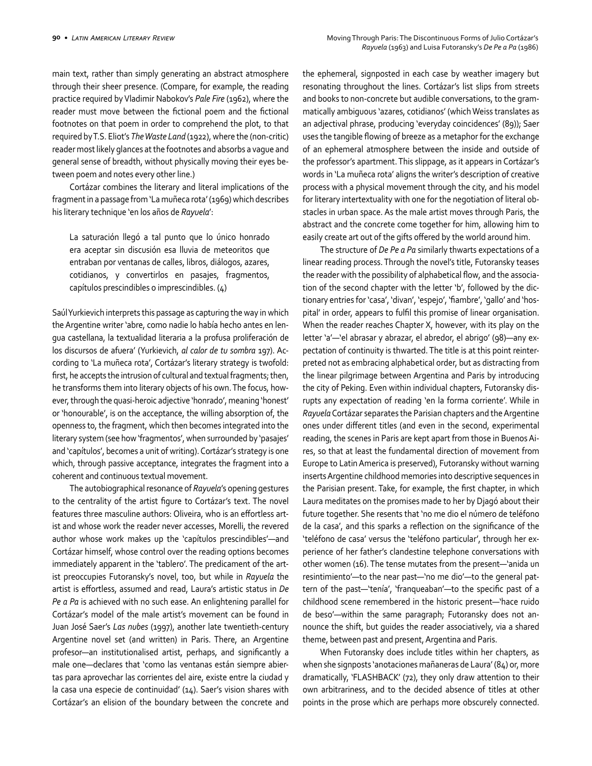main text, rather than simply generating an abstract atmosphere through their sheer presence. (Compare, for example, the reading practice required by Vladimir Nabokov's *Pale Fire* (1962), where the reader must move between the fictional poem and the fictional footnotes on that poem in order to comprehend the plot, to that required by T.S. Eliot's *The Waste Land* (1922), where the (non-critic) reader most likely glances at the footnotes and absorbs a vague and general sense of breadth, without physically moving their eyes between poem and notes every other line.)

Cortázar combines the literary and literal implications of the fragment in a passage from 'La muñeca rota' (1969) which describes his literary technique 'en los años de *Rayuela*':

> La saturación llegó a tal punto que lo único honrado era aceptar sin discusión esa lluvia de meteoritos que entraban por ventanas de calles, libros, diálogos, azares, cotidianos, y convertirlos en pasajes, fragmentos, capítulos prescindibles o imprescindibles. (4)

Saúl Yurkievich interprets this passage as capturing the way in which the Argentine writer 'abre, como nadie lo había hecho antes en lengua castellana, la textualidad literaria a la profusa proliferación de los discursos de afuera' (Yurkievich, *al calor de tu sombra* 197). According to 'La muñeca rota', Cortázar's literary strategy is twofold: first, he accepts the intrusion of cultural and textual fragments; then, he transforms them into literary objects of his own. The focus, however, through the quasi-heroic adjective 'honrado', meaning 'honest' or 'honourable', is on the acceptance, the willing absorption of, the openness to, the fragment, which then becomes integrated into the literary system (see how 'fragmentos', when surrounded by 'pasajes' and 'capítulos', becomes a unit of writing). Cortázar's strategy is one which, through passive acceptance, integrates the fragment into a coherent and continuous textual movement.

The autobiographical resonance of *Rayuela*'s opening gestures to the centrality of the artist figure to Cortázar's text. The novel features three masculine authors: Oliveira, who is an effortless artist and whose work the reader never accesses, Morelli, the revered author whose work makes up the 'capítulos prescindibles'—and Cortázar himself, whose control over the reading options becomes immediately apparent in the 'tablero'. The predicament of the artist preoccupies Futoransky's novel, too, but while in *Rayuela* the artist is effortless, assumed and read, Laura's artistic status in *De Pe a Pa* is achieved with no such ease. An enlightening parallel for Cortázar's model of the male artist's movement can be found in Juan José Saer's *Las nubes* (1997), another late twentieth-century Argentine novel set (and written) in Paris. There, an Argentine profesor—an institutionalised artist, perhaps, and significantly a male one—declares that 'como las ventanas están siempre abiertas para aprovechar las corrientes del aire, existe entre la ciudad y la casa una especie de continuidad' (14). Saer's vision shares with Cortázar's an elision of the boundary between the concrete and the ephemeral, signposted in each case by weather imagery but resonating throughout the lines. Cortázar's list slips from streets and books to non-concrete but audible conversations, to the grammatically ambiguous 'azares, cotidianos' (which Weiss translates as an adjectival phrase, producing 'everyday coincidences' (89)); Saer uses the tangible flowing of breeze as a metaphor for the exchange of an ephemeral atmosphere between the inside and outside of the professor's apartment. This slippage, as it appears in Cortázar's words in 'La muñeca rota' aligns the writer's description of creative process with a physical movement through the city, and his model for literary intertextuality with one for the negotiation of literal obstacles in urban space. As the male artist moves through Paris, the abstract and the concrete come together for him, allowing him to easily create art out of the gifts offered by the world around him.

The structure of *De Pe a Pa* similarly thwarts expectations of a linear reading process. Through the novel's title, Futoransky teases the reader with the possibility of alphabetical flow, and the association of the second chapter with the letter 'b', followed by the dictionary entries for 'casa', 'divan', 'espejo', 'fiambre', 'gallo' and 'hospital' in order, appears to fulfil this promise of linear organisation. When the reader reaches Chapter X, however, with its play on the letter 'a'—'el abrasar y abrazar, el abredor, el abrigo' (98)—any expectation of continuity is thwarted. The title is at this point reinterpreted not as embracing alphabetical order, but as distracting from the linear pilgrimage between Argentina and Paris by introducing the city of Peking. Even within individual chapters, Futoransky disrupts any expectation of reading 'en la forma corriente'. While in *Rayuela* Cortázar separates the Parisian chapters and the Argentine ones under different titles (and even in the second, experimental reading, the scenes in Paris are kept apart from those in Buenos Aires, so that at least the fundamental direction of movement from Europe to Latin America is preserved), Futoransky without warning inserts Argentine childhood memories into descriptive sequences in the Parisian present. Take, for example, the first chapter, in which Laura meditates on the promises made to her by Djagó about their future together. She resents that 'no me dio el número de teléfono de la casa', and this sparks a reflection on the significance of the 'teléfono de casa' versus the 'teléfono particular', through her experience of her father's clandestine telephone conversations with other women (16). The tense mutates from the present—'anida un resintimiento'—to the near past—'no me dio'—to the general pattern of the past—'tenía', 'franqueaban'—to the specific past of a childhood scene remembered in the historic present—'hace ruido de beso'—within the same paragraph; Futoransky does not announce the shift, but guides the reader associatively, via a shared theme, between past and present, Argentina and Paris.

When Futoransky does include titles within her chapters, as when she signposts 'anotaciones mañaneras de Laura' (84) or, more dramatically, 'FLASHBACK' (72), they only draw attention to their own arbitrariness, and to the decided absence of titles at other points in the prose which are perhaps more obscurely connected.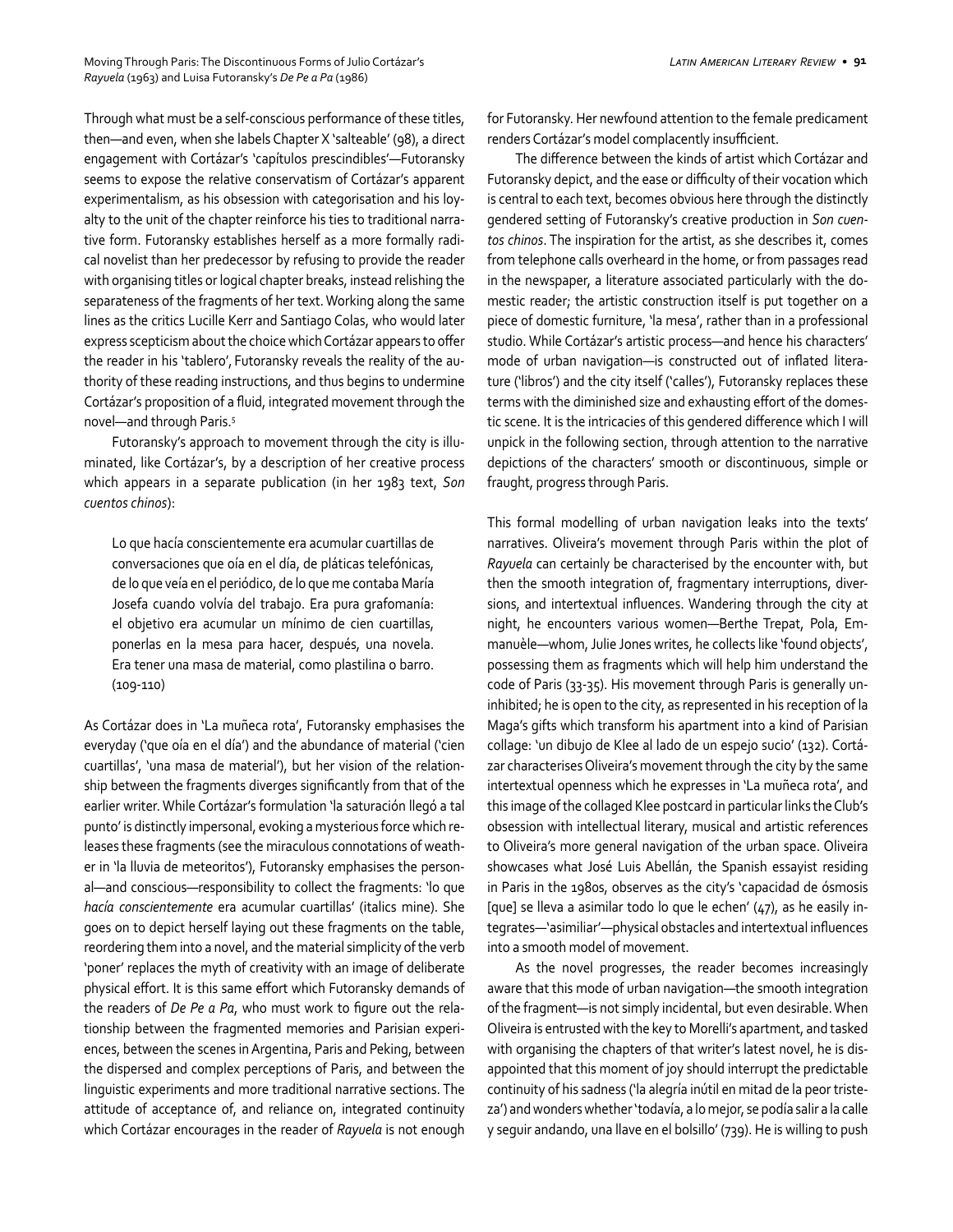Through what must be a self-conscious performance of these titles, then—and even, when she labels Chapter X 'salteable' (98), a direct engagement with Cortázar's 'capítulos prescindibles'—Futoransky seems to expose the relative conservatism of Cortázar's apparent experimentalism, as his obsession with categorisation and his loyalty to the unit of the chapter reinforce his ties to traditional narrative form. Futoransky establishes herself as a more formally radical novelist than her predecessor by refusing to provide the reader with organising titles or logical chapter breaks, instead relishing the separateness of the fragments of her text. Working along the same lines as the critics Lucille Kerr and Santiago Colas, who would later express scepticism about the choice which Cortázar appears to offer the reader in his 'tablero', Futoransky reveals the reality of the authority of these reading instructions, and thus begins to undermine Cortázar's proposition of a fluid, integrated movement through the novel—and through Paris.[5]

Futoransky's approach to movement through the city is illuminated, like Cortázar's, by a description of her creative process which appears in a separate publication (in her 1983 text, *Son cuentos chinos*):

> Lo que hacía conscientemente era acumular cuartillas de conversaciones que oía en el día, de pláticas telefónicas, de lo que veía en el periódico, de lo que me contaba María Josefa cuando volvía del trabajo. Era pura grafomanía: el objetivo era acumular un mínimo de cien cuartillas, ponerlas en la mesa para hacer, después, una novela. Era tener una masa de material, como plastilina o barro. (109-110)

As Cortázar does in 'La muñeca rota', Futoransky emphasises the everyday ('que oía en el día') and the abundance of material ('cien cuartillas', 'una masa de material'), but her vision of the relationship between the fragments diverges significantly from that of the earlier writer. While Cortázar's formulation 'la saturación llegó a tal punto' is distinctly impersonal, evoking a mysterious force which releases these fragments (see the miraculous connotations of weather in 'la lluvia de meteoritos'), Futoransky emphasises the personal—and conscious—responsibility to collect the fragments: 'lo que *hacía conscientemente* era acumular cuartillas' (italics mine). She goes on to depict herself laying out these fragments on the table, reordering them into a novel, and the material simplicity of the verb 'poner' replaces the myth of creativity with an image of deliberate physical effort. It is this same effort which Futoransky demands of the readers of *De Pe a Pa*, who must work to figure out the relationship between the fragmented memories and Parisian experiences, between the scenes in Argentina, Paris and Peking, between the dispersed and complex perceptions of Paris, and between the linguistic experiments and more traditional narrative sections. The attitude of acceptance of, and reliance on, integrated continuity which Cortázar encourages in the reader of *Rayuela* is not enough for Futoransky. Her newfound attention to the female predicament renders Cortázar's model complacently insufficient.

The difference between the kinds of artist which Cortázar and Futoransky depict, and the ease or difficulty of their vocation which is central to each text, becomes obvious here through the distinctly gendered setting of Futoransky's creative production in *Son cuentos chinos*. The inspiration for the artist, as she describes it, comes from telephone calls overheard in the home, or from passages read in the newspaper, a literature associated particularly with the domestic reader; the artistic construction itself is put together on a piece of domestic furniture, 'la mesa', rather than in a professional studio. While Cortázar's artistic process—and hence his characters' mode of urban navigation—is constructed out of inflated literature ('libros') and the city itself ('calles'), Futoransky replaces these terms with the diminished size and exhausting effort of the domestic scene. It is the intricacies of this gendered difference which I will unpick in the following section, through attention to the narrative depictions of the characters' smooth or discontinuous, simple or fraught, progress through Paris.

This formal modelling of urban navigation leaks into the texts' narratives. Oliveira's movement through Paris within the plot of *Rayuela* can certainly be characterised by the encounter with, but then the smooth integration of, fragmentary interruptions, diversions, and intertextual influences. Wandering through the city at night, he encounters various women—Berthe Trepat, Pola, Emmanuèle—whom, Julie Jones writes, he collects like 'found objects', possessing them as fragments which will help him understand the code of Paris (33-35). His movement through Paris is generally uninhibited; he is open to the city, as represented in his reception of la Maga's gifts which transform his apartment into a kind of Parisian collage: 'un dibujo de Klee al lado de un espejo sucio' (132). Cortázar characterises Oliveira's movement through the city by the same intertextual openness which he expresses in 'La muñeca rota', and this image of the collaged Klee postcard in particular links the Club's obsession with intellectual literary, musical and artistic references to Oliveira's more general navigation of the urban space. Oliveira showcases what José Luis Abellán, the Spanish essayist residing in Paris in the 1980s, observes as the city's 'capacidad de ósmosis [que] se lleva a asimilar todo lo que le echen' (47), as he easily integrates—'asimiliar'—physical obstacles and intertextual influences into a smooth model of movement.

As the novel progresses, the reader becomes increasingly aware that this mode of urban navigation—the smooth integration of the fragment—is not simply incidental, but even desirable. When Oliveira is entrusted with the key to Morelli's apartment, and tasked with organising the chapters of that writer's latest novel, he is disappointed that this moment of joy should interrupt the predictable continuity of his sadness ('la alegría inútil en mitad de la peor tristeza') and wonders whether 'todavía, a lo mejor, se podía salir a la calle y seguir andando, una llave en el bolsillo' (739). He is willing to push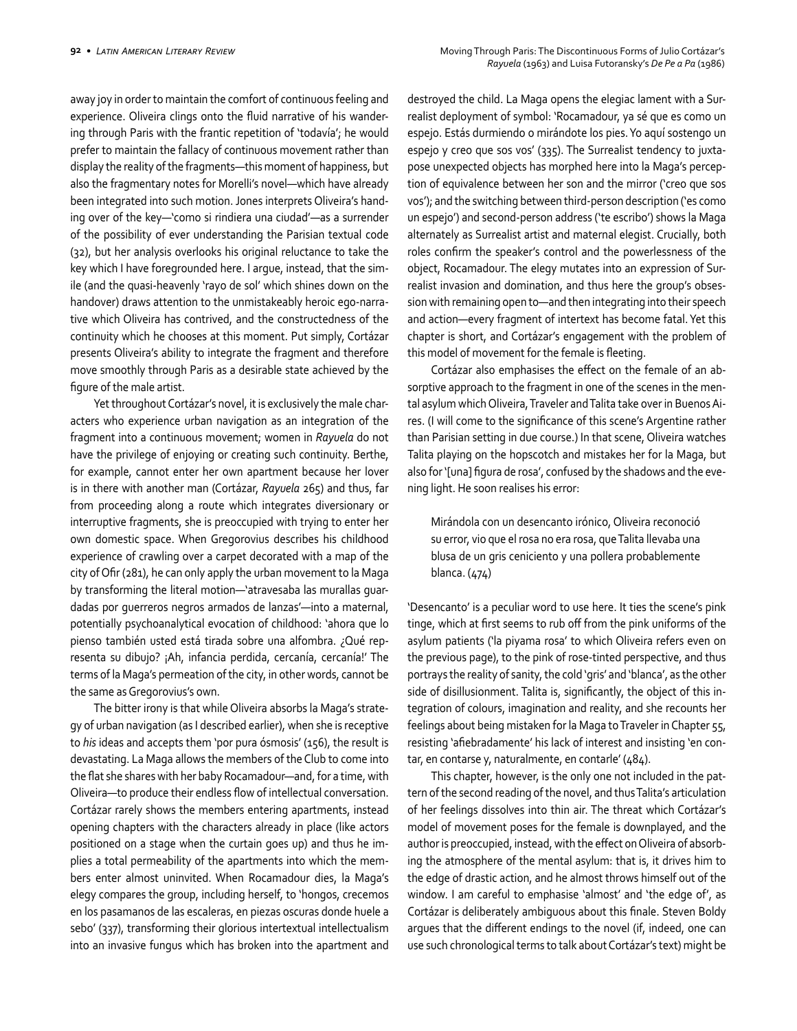away joy in order to maintain the comfort of continuous feeling and experience. Oliveira clings onto the fluid narrative of his wandering through Paris with the frantic repetition of 'todavía'; he would prefer to maintain the fallacy of continuous movement rather than display the reality of the fragments—this moment of happiness, but also the fragmentary notes for Morelli's novel—which have already been integrated into such motion. Jones interprets Oliveira's handing over of the key—'como si rindiera una ciudad'—as a surrender of the possibility of ever understanding the Parisian textual code (32), but her analysis overlooks his original reluctance to take the key which I have foregrounded here. I argue, instead, that the simile (and the quasi-heavenly 'rayo de sol' which shines down on the handover) draws attention to the unmistakeably heroic ego-narrative which Oliveira has contrived, and the constructedness of the continuity which he chooses at this moment. Put simply, Cortázar presents Oliveira's ability to integrate the fragment and therefore move smoothly through Paris as a desirable state achieved by the figure of the male artist.

Yet throughout Cortázar's novel, it is exclusively the male characters who experience urban navigation as an integration of the fragment into a continuous movement; women in *Rayuela* do not have the privilege of enjoying or creating such continuity. Berthe, for example, cannot enter her own apartment because her lover is in there with another man (Cortázar, *Rayuela* 265) and thus, far from proceeding along a route which integrates diversionary or interruptive fragments, she is preoccupied with trying to enter her own domestic space. When Gregorovius describes his childhood experience of crawling over a carpet decorated with a map of the city of Ofir (281), he can only apply the urban movement to la Maga by transforming the literal motion—'atravesaba las murallas guardadas por guerreros negros armados de lanzas'—into a maternal, potentially psychoanalytical evocation of childhood: 'ahora que lo pienso también usted está tirada sobre una alfombra. ¿Qué representa su dibujo? ¡Ah, infancia perdida, cercanía, cercanía!' The terms of la Maga's permeation of the city, in other words, cannot be the same as Gregorovius's own.

The bitter irony is that while Oliveira absorbs la Maga's strategy of urban navigation (as I described earlier), when she is receptive to *his* ideas and accepts them 'por pura ósmosis' (156), the result is devastating. La Maga allows the members of the Club to come into the flat she shares with her baby Rocamadour—and, for a time, with Oliveira—to produce their endless flow of intellectual conversation. Cortázar rarely shows the members entering apartments, instead opening chapters with the characters already in place (like actors positioned on a stage when the curtain goes up) and thus he implies a total permeability of the apartments into which the members enter almost uninvited. When Rocamadour dies, la Maga's elegy compares the group, including herself, to 'hongos, crecemos en los pasamanos de las escaleras, en piezas oscuras donde huele a sebo' (337), transforming their glorious intertextual intellectualism into an invasive fungus which has broken into the apartment and destroyed the child. La Maga opens the elegiac lament with a Surrealist deployment of symbol: 'Rocamadour, ya sé que es como un espejo. Estás durmiendo o mirándote los pies. Yo aquí sostengo un espejo y creo que sos vos' (335). The Surrealist tendency to juxtapose unexpected objects has morphed here into la Maga's perception of equivalence between her son and the mirror ('creo que sos vos'); and the switching between third-person description ('es como un espejo') and second-person address ('te escribo') shows la Maga alternately as Surrealist artist and maternal elegist. Crucially, both roles confirm the speaker's control and the powerlessness of the object, Rocamadour. The elegy mutates into an expression of Surrealist invasion and domination, and thus here the group's obsession with remaining open to—and then integrating into their speech and action—every fragment of intertext has become fatal. Yet this chapter is short, and Cortázar's engagement with the problem of this model of movement for the female is fleeting.

Cortázar also emphasises the effect on the female of an absorptive approach to the fragment in one of the scenes in the mental asylum which Oliveira, Traveler and Talita take over in Buenos Aires. (I will come to the significance of this scene's Argentine rather than Parisian setting in due course.) In that scene, Oliveira watches Talita playing on the hopscotch and mistakes her for the Maga, but also for '[una] figura de rosa', confused by the shadows and the evening light. He soon realises his error:

> Mirándola con un desencanto irónico, Oliveira reconoció su error, vio que el rosa no era rosa, que Talita llevaba una blusa de un gris ceniciento y una pollera probablemente blanca. (474)

'Desencanto' is a peculiar word to use here. It ties the scene's pink tinge, which at first seems to rub off from the pink uniforms of the asylum patients ('la piyama rosa' to which Oliveira refers even on the previous page), to the pink of rose-tinted perspective, and thus portrays the reality of sanity, the cold 'gris' and 'blanca', as the other side of disillusionment. Talita is, significantly, the object of this integration of colours, imagination and reality, and she recounts her feelings about being mistaken for la Maga to Traveler in Chapter 55, resisting 'afiebradamente' his lack of interest and insisting 'en contar, en contarse y, naturalmente, en contarle' (484).

This chapter, however, is the only one not included in the pattern of the second reading of the novel, and thus Talita's articulation of her feelings dissolves into thin air. The threat which Cortázar's model of movement poses for the female is downplayed, and the author is preoccupied, instead, with the effect on Oliveira of absorbing the atmosphere of the mental asylum: that is, it drives him to the edge of drastic action, and he almost throws himself out of the window. I am careful to emphasise 'almost' and 'the edge of', as Cortázar is deliberately ambiguous about this finale. Steven Boldy argues that the different endings to the novel (if, indeed, one can use such chronological terms to talk about Cortázar's text) might be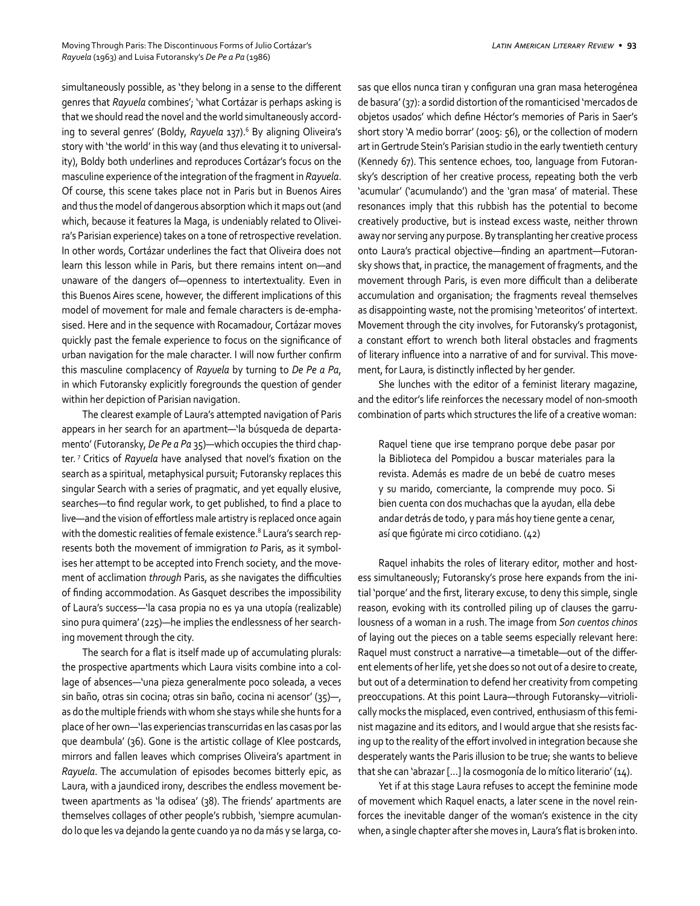simultaneously possible, as 'they belong in a sense to the different genres that *Rayuela* combines'; 'what Cortázar is perhaps asking is that we should read the novel and the world simultaneously according to several genres' (Boldy, *Rayuela* 137).[6] By aligning Oliveira's story with 'the world' in this way (and thus elevating it to universality), Boldy both underlines and reproduces Cortázar's focus on the masculine experience of the integration of the fragment in *Rayuela*. Of course, this scene takes place not in Paris but in Buenos Aires and thus the model of dangerous absorption which it maps out (and which, because it features la Maga, is undeniably related to Oliveira's Parisian experience) takes on a tone of retrospective revelation. In other words, Cortázar underlines the fact that Oliveira does not learn this lesson while in Paris, but there remains intent on—and unaware of the dangers of—openness to intertextuality. Even in this Buenos Aires scene, however, the different implications of this model of movement for male and female characters is de-emphasised. Here and in the sequence with Rocamadour, Cortázar moves quickly past the female experience to focus on the significance of urban navigation for the male character. I will now further confirm this masculine complacency of *Rayuela* by turning to *De Pe a Pa*, in which Futoransky explicitly foregrounds the question of gender within her depiction of Parisian navigation.

The clearest example of Laura's attempted navigation of Paris appears in her search for an apartment—'la búsqueda de departamento' (Futoransky, *De Pe a Pa* 35)—which occupies the third chapter.[7] Critics of *Rayuela* have analysed that novel's fixation on the search as a spiritual, metaphysical pursuit; Futoransky replaces this singular Search with a series of pragmatic, and yet equally elusive, searches—to find regular work, to get published, to find a place to live—and the vision of effortless male artistry is replaced once again with the domestic realities of female existence.[8] Laura's search represents both the movement of immigration *to* Paris, as it symbolises her attempt to be accepted into French society, and the movement of acclimation *through* Paris, as she navigates the difficulties of finding accommodation. As Gasquet describes the impossibility of Laura's success—'la casa propia no es ya una utopía (realizable) sino pura quimera' (225)—he implies the endlessness of her searching movement through the city.

The search for a flat is itself made up of accumulating plurals: the prospective apartments which Laura visits combine into a collage of absences—'una pieza generalmente poco soleada, a veces sin baño, otras sin cocina; otras sin baño, cocina ni acensor' (35)—, as do the multiple friends with whom she stays while she hunts for a place of her own—'las experiencias transcurridas en las casas por las que deambula' (36). Gone is the artistic collage of Klee postcards, mirrors and fallen leaves which comprises Oliveira's apartment in *Rayuela*. The accumulation of episodes becomes bitterly epic, as Laura, with a jaundiced irony, describes the endless movement between apartments as 'la odisea' (38). The friends' apartments are themselves collages of other people's rubbish, 'siempre acumulando lo que les va dejando la gente cuando ya no da más y se larga, cosas que ellos nunca tiran y configuran una gran masa heterogénea de basura' (37): a sordid distortion of the romanticised 'mercados de objetos usados' which define Héctor's memories of Paris in Saer's short story 'A medio borrar' (2005: 56), or the collection of modern art in Gertrude Stein's Parisian studio in the early twentieth century (Kennedy 67). This sentence echoes, too, language from Futoransky's description of her creative process, repeating both the verb 'acumular' ('acumulando') and the 'gran masa' of material. These resonances imply that this rubbish has the potential to become creatively productive, but is instead excess waste, neither thrown away nor serving any purpose. By transplanting her creative process onto Laura's practical objective—finding an apartment—Futoransky shows that, in practice, the management of fragments, and the movement through Paris, is even more difficult than a deliberate accumulation and organisation; the fragments reveal themselves as disappointing waste, not the promising 'meteoritos' of intertext. Movement through the city involves, for Futoransky's protagonist, a constant effort to wrench both literal obstacles and fragments of literary influence into a narrative of and for survival. This movement, for Laura, is distinctly inflected by her gender.

She lunches with the editor of a feminist literary magazine, and the editor's life reinforces the necessary model of non-smooth combination of parts which structures the life of a creative woman:

> Raquel tiene que irse temprano porque debe pasar por la Biblioteca del Pompidou a buscar materiales para la revista. Además es madre de un bebé de cuatro meses y su marido, comerciante, la comprende muy poco. Si bien cuenta con dos muchachas que la ayudan, ella debe andar detrás de todo, y para más hoy tiene gente a cenar, así que figúrate mi circo cotidiano. (42)

Raquel inhabits the roles of literary editor, mother and hostess simultaneously; Futoransky's prose here expands from the initial 'porque' and the first, literary excuse, to deny this simple, single reason, evoking with its controlled piling up of clauses the garrulousness of a woman in a rush. The image from *Son cuentos chinos* of laying out the pieces on a table seems especially relevant here: Raquel must construct a narrative—a timetable—out of the different elements of her life, yet she does so not out of a desire to create, but out of a determination to defend her creativity from competing preoccupations. At this point Laura—through Futoransky—vitriolically mocks the misplaced, even contrived, enthusiasm of this feminist magazine and its editors, and I would argue that she resists facing up to the reality of the effort involved in integration because she desperately wants the Paris illusion to be true; she wants to believe that she can 'abrazar [...] la cosmogonía de lo mítico literario' (14).

Yet if at this stage Laura refuses to accept the feminine mode of movement which Raquel enacts, a later scene in the novel reinforces the inevitable danger of the woman's existence in the city when, a single chapter after she moves in, Laura's flat is broken into.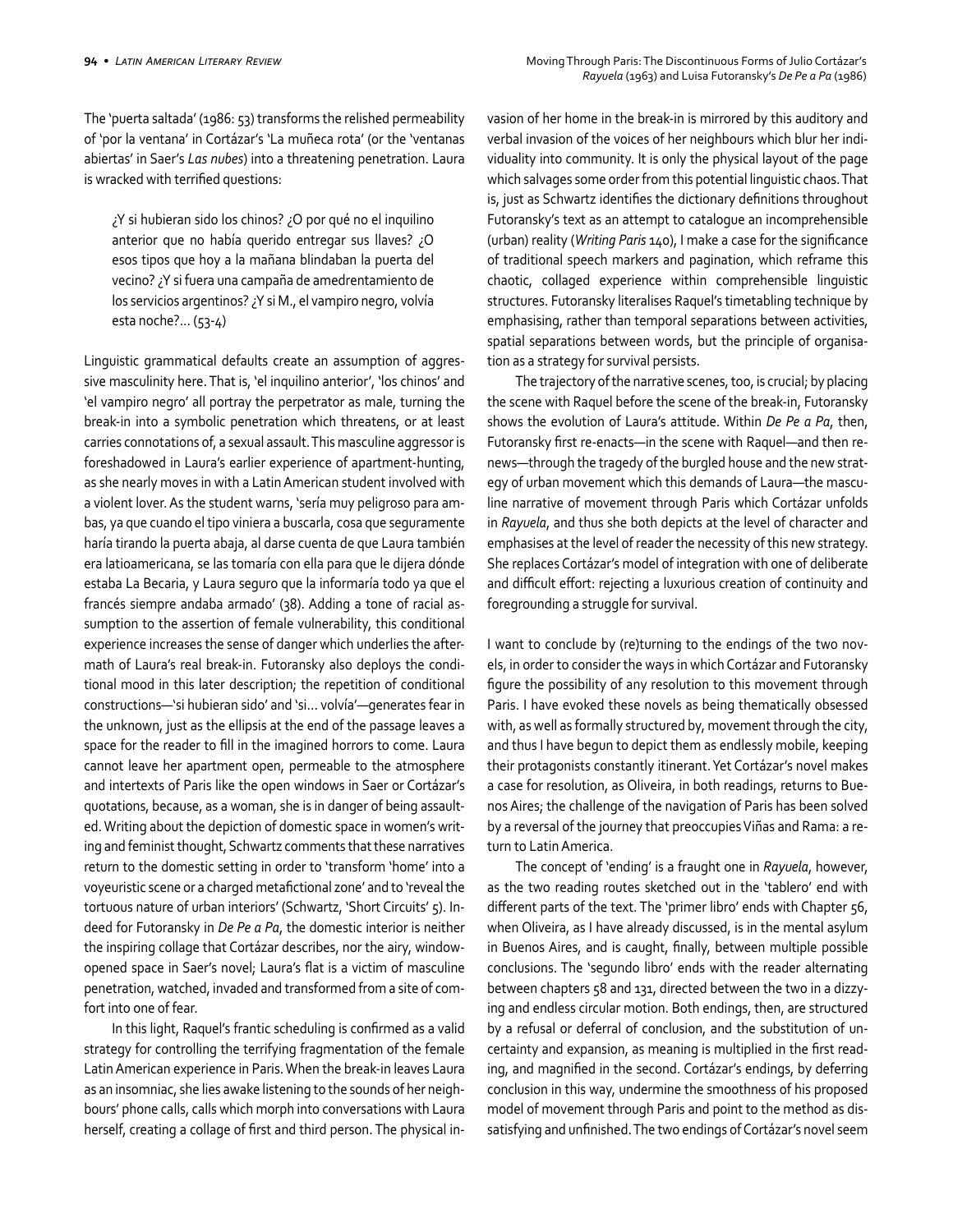The 'puerta saltada' (1986: 53) transforms the relished permeability of 'por la ventana' in Cortázar's 'La muñeca rota' (or the 'ventanas abiertas' in Saer's *Las nubes*) into a threatening penetration. Laura is wracked with terrified questions:

> ¿Y si hubieran sido los chinos? ¿O por qué no el inquilino anterior que no había querido entregar sus llaves? ¿O esos tipos que hoy a la mañana blindaban la puerta del vecino? ¿Y si fuera una campaña de amedrentamiento de los servicios argentinos? ¿Y si M., el vampiro negro, volvía esta noche?… (53-4)

Linguistic grammatical defaults create an assumption of aggressive masculinity here. That is, 'el inquilino anterior', 'los chinos' and 'el vampiro negro' all portray the perpetrator as male, turning the break-in into a symbolic penetration which threatens, or at least carries connotations of, a sexual assault. This masculine aggressor is foreshadowed in Laura's earlier experience of apartment-hunting, as she nearly moves in with a Latin American student involved with a violent lover. As the student warns, 'sería muy peligroso para ambas, ya que cuando el tipo viniera a buscarla, cosa que seguramente haría tirando la puerta abaja, al darse cuenta de que Laura también era latioamericana, se las tomaría con ella para que le dijera dónde estaba La Becaria, y Laura seguro que la informaría todo ya que el francés siempre andaba armado' (38). Adding a tone of racial assumption to the assertion of female vulnerability, this conditional experience increases the sense of danger which underlies the aftermath of Laura's real break-in. Futoransky also deploys the conditional mood in this later description; the repetition of conditional constructions—'si hubieran sido' and 'si… volvía'—generates fear in the unknown, just as the ellipsis at the end of the passage leaves a space for the reader to fill in the imagined horrors to come. Laura cannot leave her apartment open, permeable to the atmosphere and intertexts of Paris like the open windows in Saer or Cortázar's quotations, because, as a woman, she is in danger of being assaulted. Writing about the depiction of domestic space in women's writing and feminist thought, Schwartz comments that these narratives return to the domestic setting in order to 'transform 'home' into a voyeuristic scene or a charged metafictional zone' and to 'reveal the tortuous nature of urban interiors' (Schwartz, 'Short Circuits' 5). Indeed for Futoransky in *De Pe a Pa*, the domestic interior is neither the inspiring collage that Cortázar describes, nor the airy, window-opened space in Saer's novel; Laura's flat is a victim of masculine penetration, watched, invaded and transformed from a site of comfort into one of fear.

In this light, Raquel's frantic scheduling is confirmed as a valid strategy for controlling the terrifying fragmentation of the female Latin American experience in Paris. When the break-in leaves Laura as an insomniac, she lies awake listening to the sounds of her neighbours' phone calls, calls which morph into conversations with Laura herself, creating a collage of first and third person. The physical invasion of her home in the break-in is mirrored by this auditory and verbal invasion of the voices of her neighbours which blur her individuality into community. It is only the physical layout of the page which salvages some order from this potential linguistic chaos. That is, just as Schwartz identifies the dictionary definitions throughout Futoransky's text as an attempt to catalogue an incomprehensible (urban) reality (*Writing Paris* 140), I make a case for the significance of traditional speech markers and pagination, which reframe this chaotic, collaged experience within comprehensible linguistic structures. Futoransky literalises Raquel's timetabling technique by emphasising, rather than temporal separations between activities, spatial separations between words, but the principle of organisation as a strategy for survival persists.

The trajectory of the narrative scenes, too, is crucial; by placing the scene with Raquel before the scene of the break-in, Futoransky shows the evolution of Laura's attitude. Within *De Pe a Pa*, then, Futoransky first re-enacts—in the scene with Raquel—and then renews—through the tragedy of the burgled house and the new strategy of urban movement which this demands of Laura—the masculine narrative of movement through Paris which Cortázar unfolds in *Rayuela*, and thus she both depicts at the level of character and emphasises at the level of reader the necessity of this new strategy. She replaces Cortázar's model of integration with one of deliberate and difficult effort: rejecting a luxurious creation of continuity and foregrounding a struggle for survival.

I want to conclude by (re)turning to the endings of the two novels, in order to consider the ways in which Cortázar and Futoransky figure the possibility of any resolution to this movement through Paris. I have evoked these novels as being thematically obsessed with, as well as formally structured by, movement through the city, and thus I have begun to depict them as endlessly mobile, keeping their protagonists constantly itinerant. Yet Cortázar's novel makes a case for resolution, as Oliveira, in both readings, returns to Buenos Aires; the challenge of the navigation of Paris has been solved by a reversal of the journey that preoccupies Viñas and Rama: a return to Latin America.

The concept of 'ending' is a fraught one in *Rayuela*, however, as the two reading routes sketched out in the 'tablero' end with different parts of the text. The 'primer libro' ends with Chapter 56, when Oliveira, as I have already discussed, is in the mental asylum in Buenos Aires, and is caught, finally, between multiple possible conclusions. The 'segundo libro' ends with the reader alternating between chapters 58 and 131, directed between the two in a dizzying and endless circular motion. Both endings, then, are structured by a refusal or deferral of conclusion, and the substitution of uncertainty and expansion, as meaning is multiplied in the first reading, and magnified in the second. Cortázar's endings, by deferring conclusion in this way, undermine the smoothness of his proposed model of movement through Paris and point to the method as dissatisfying and unfinished. The two endings of Cortázar's novel seem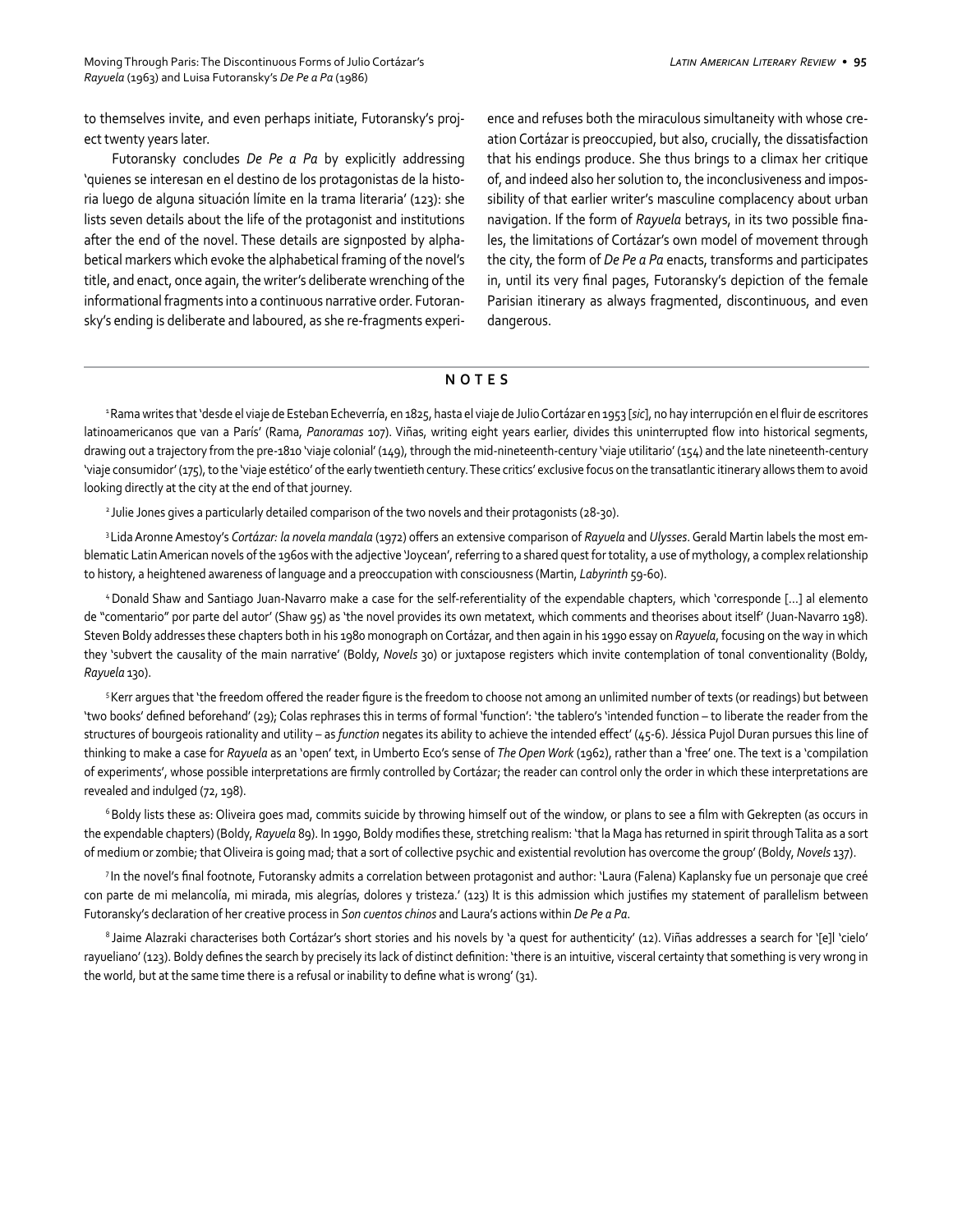to themselves invite, and even perhaps initiate, Futoransky's project twenty years later.

Futoransky concludes *De Pe a Pa* by explicitly addressing 'quienes se interesan en el destino de los protagonistas de la historia luego de alguna situación límite en la trama literaria' (123): she lists seven details about the life of the protagonist and institutions after the end of the novel. These details are signposted by alphabetical markers which evoke the alphabetical framing of the novel's title, and enact, once again, the writer's deliberate wrenching of the informational fragments into a continuous narrative order. Futoransky's ending is deliberate and laboured, as she re-fragments experience and refuses both the miraculous simultaneity with whose creation Cortázar is preoccupied, but also, crucially, the dissatisfaction that his endings produce. She thus brings to a climax her critique of, and indeed also her solution to, the inconclusiveness and impossibility of that earlier writer's masculine complacency about urban navigation. If the form of *Rayuela* betrays, in its two possible finales, the limitations of Cortázar's own model of movement through the city, the form of *De Pe a Pa* enacts, transforms and participates in, until its very final pages, Futoransky's depiction of the female Parisian itinerary as always fragmented, discontinuous, and even dangerous.

## NOTES

[1] Rama writes that 'desde el viaje de Esteban Echeverría, en 1825, hasta el viaje de Julio Cortázar en 1953 [*sic*], no hay interrupción en el fluir de escritores latinoamericanos que van a París' (Rama, *Panoramas* 107). Viñas, writing eight years earlier, divides this uninterrupted flow into historical segments, drawing out a trajectory from the pre-1810 'viaje colonial' (149), through the mid-nineteenth-century 'viaje utilitario' (154) and the late nineteenth-century 'viaje consumidor' (175), to the 'viaje estético' of the early twentieth century. These critics' exclusive focus on the transatlantic itinerary allows them to avoid looking directly at the city at the end of that journey.

[2] Julie Jones gives a particularly detailed comparison of the two novels and their protagonists (28-30).

[3] Lida Aronne Amestoy's *Cortázar: la novela mandala* (1972) offers an extensive comparison of *Rayuela* and *Ulysses*. Gerald Martin labels the most emblematic Latin American novels of the 1960s with the adjective 'Joycean', referring to a shared quest for totality, a use of mythology, a complex relationship to history, a heightened awareness of language and a preoccupation with consciousness (Martin, *Labyrinth* 59-60).

[4] Donald Shaw and Santiago Juan-Navarro make a case for the self-referentiality of the expendable chapters, which 'corresponde [...] al elemento de "comentario" por parte del autor' (Shaw 95) as 'the novel provides its own metatext, which comments and theorises about itself' (Juan-Navarro 198). Steven Boldy addresses these chapters both in his 1980 monograph on Cortázar, and then again in his 1990 essay on *Rayuela*, focusing on the way in which they 'subvert the causality of the main narrative' (Boldy, *Novels* 30) or juxtapose registers which invite contemplation of tonal conventionality (Boldy, *Rayuela* 130).

[5] Kerr argues that 'the freedom offered the reader figure is the freedom to choose not among an unlimited number of texts (or readings) but between 'two books' defined beforehand' (29); Colas rephrases this in terms of formal 'function': 'the tablero's 'intended function – to liberate the reader from the structures of bourgeois rationality and utility – as *function* negates its ability to achieve the intended effect' (45-6). Jéssica Pujol Duran pursues this line of thinking to make a case for *Rayuela* as an 'open' text, in Umberto Eco's sense of *The Open Work* (1962), rather than a 'free' one. The text is a 'compilation of experiments', whose possible interpretations are firmly controlled by Cortázar; the reader can control only the order in which these interpretations are revealed and indulged (72, 198).

[6] Boldy lists these as: Oliveira goes mad, commits suicide by throwing himself out of the window, or plans to see a film with Gekrepten (as occurs in the expendable chapters) (Boldy, *Rayuela* 89). In 1990, Boldy modifies these, stretching realism: 'that la Maga has returned in spirit through Talita as a sort of medium or zombie; that Oliveira is going mad; that a sort of collective psychic and existential revolution has overcome the group' (Boldy, *Novels* 137).

[7] In the novel's final footnote, Futoransky admits a correlation between protagonist and author: 'Laura (Falena) Kaplansky fue un personaje que creé con parte de mi melancolía, mi mirada, mis alegrías, dolores y tristeza.' (123) It is this admission which justifies my statement of parallelism between Futoransky's declaration of her creative process in *Son cuentos chinos* and Laura's actions within *De Pe a Pa*.

[8] Jaime Alazraki characterises both Cortázar's short stories and his novels by 'a quest for authenticity' (12). Viñas addresses a search for '[e]l 'cielo' rayueliano' (123). Boldy defines the search by precisely its lack of distinct definition: 'there is an intuitive, visceral certainty that something is very wrong in the world, but at the same time there is a refusal or inability to define what is wrong' (31).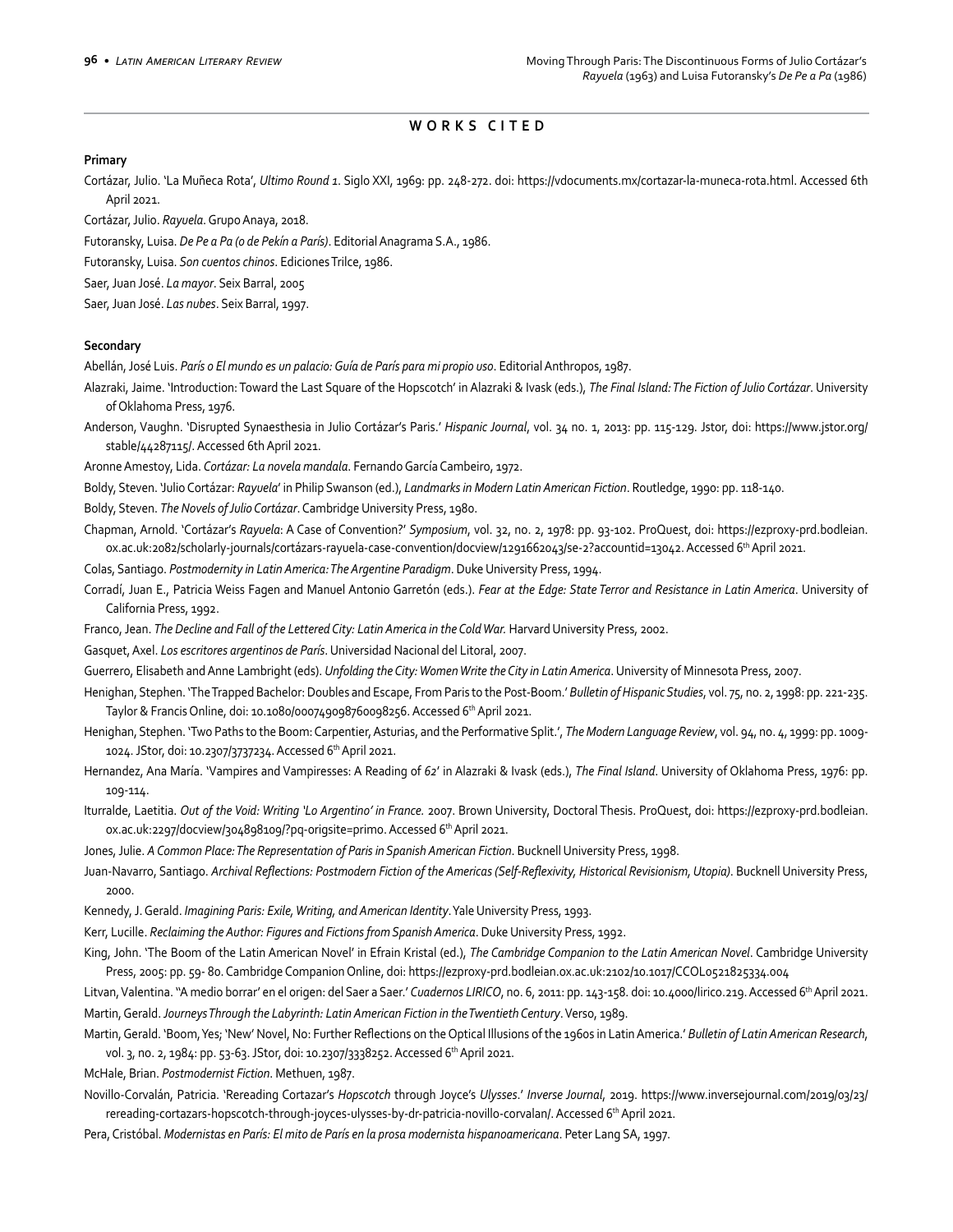## WORKS CITED

### Primary

Cortázar, Julio. 'La Muñeca Rota', *Ultimo Round 1*. Siglo XXI, 1969: pp. 248-272. doi: https://vdocuments.mx/cortazar-la-muneca-rota.html. Accessed 6th April 2021.

Cortázar, Julio. *Rayuela*. Grupo Anaya, 2018.

Futoransky, Luisa. *De Pe a Pa (o de Pekín a París)*. Editorial Anagrama S.A., 1986.

Futoransky, Luisa. *Son cuentos chinos*. Ediciones Trilce, 1986.

Saer, Juan José. *La mayor*. Seix Barral, 2005

Saer, Juan José. *Las nubes*. Seix Barral, 1997.

### Secondary

Abellán, José Luis. *París o El mundo es un palacio: Guía de París para mi propio uso*. Editorial Anthropos, 1987.

Alazraki, Jaime. 'Introduction: Toward the Last Square of the Hopscotch' in Alazraki & Ivask (eds.), *The Final Island: The Fiction of Julio Cortázar*. University of Oklahoma Press, 1976.

Anderson, Vaughn. 'Disrupted Synaesthesia in Julio Cortázar's Paris.' *Hispanic Journal*, vol. 34 no. 1, 2013: pp. 115-129. Jstor, doi: https://www.jstor.org/stable/44287115/. Accessed 6th April 2021.

Aronne Amestoy, Lida. *Cortázar: La novela mandala*. Fernando García Cambeiro, 1972.

Boldy, Steven. 'Julio Cortázar: *Rayuela*' in Philip Swanson (ed.), *Landmarks in Modern Latin American Fiction*. Routledge, 1990: pp. 118-140.

Boldy, Steven. *The Novels of Julio Cortázar*. Cambridge University Press, 1980.

Chapman, Arnold. 'Cortázar's *Rayuela*: A Case of Convention?' *Symposium*, vol. 32, no. 2, 1978: pp. 93-102. ProQuest, doi: https://ezproxy-prd.bodleian.ox.ac.uk:2082/scholarly-journals/cortázars-rayuela-case-convention/docview/1291662043/se-2?accountid=13042. Accessed 6th April 2021.

Colas, Santiago. *Postmodernity in Latin America: The Argentine Paradigm*. Duke University Press, 1994.

Corradí, Juan E., Patricia Weiss Fagen and Manuel Antonio Garretón (eds.). *Fear at the Edge: State Terror and Resistance in Latin America*. University of California Press, 1992.

Franco, Jean. *The Decline and Fall of the Lettered City: Latin America in the Cold War.* Harvard University Press, 2002.

Gasquet, Axel. *Los escritores argentinos de París*. Universidad Nacional del Litoral, 2007.

Guerrero, Elisabeth and Anne Lambright (eds). *Unfolding the City: Women Write the City in Latin America*. University of Minnesota Press, 2007.

Henighan, Stephen. 'The Trapped Bachelor: Doubles and Escape, From Paris to the Post-Boom.' *Bulletin of Hispanic Studies*, vol. 75, no. 2, 1998: pp. 221-235. Taylor & Francis Online, doi: 10.1080/000749098760098256. Accessed 6th April 2021.

Henighan, Stephen. 'Two Paths to the Boom: Carpentier, Asturias, and the Performative Split.', *The Modern Language Review*, vol. 94, no. 4, 1999: pp. 1009-1024. JStor, doi: 10.2307/3737234. Accessed 6th April 2021.

Hernandez, Ana María. 'Vampires and Vampiresses: A Reading of *62*' in Alazraki & Ivask (eds.), *The Final Island*. University of Oklahoma Press, 1976: pp. 109-114.

Iturralde, Laetitia. *Out of the Void: Writing 'Lo Argentino' in France.* 2007. Brown University, Doctoral Thesis. ProQuest, doi: https://ezproxy-prd.bodleian.ox.ac.uk:2297/docview/304898109/?pq-origsite=primo. Accessed 6th April 2021.

Jones, Julie. *A Common Place: The Representation of Paris in Spanish American Fiction*. Bucknell University Press, 1998.

Juan-Navarro, Santiago. *Archival Reflections: Postmodern Fiction of the Americas (Self-Reflexivity, Historical Revisionism, Utopia)*. Bucknell University Press, 2000.

Kennedy, J. Gerald. *Imagining Paris: Exile, Writing, and American Identity*. Yale University Press, 1993.

Kerr, Lucille. *Reclaiming the Author: Figures and Fictions from Spanish America*. Duke University Press, 1992.

King, John. 'The Boom of the Latin American Novel' in Efrain Kristal (ed.), *The Cambridge Companion to the Latin American Novel*. Cambridge University Press, 2005: pp. 59- 80. Cambridge Companion Online, doi: https://ezproxy-prd.bodleian.ox.ac.uk:2102/10.1017/CCOL0521825334.004

Litvan, Valentina. ''A medio borrar' en el origen: del Saer a Saer.' *Cuadernos LIRICO*, no. 6, 2011: pp. 143-158. doi: 10.4000/lirico.219. Accessed 6th April 2021.

Martin, Gerald. *Journeys Through the Labyrinth: Latin American Fiction in the Twentieth Century*. Verso, 1989.

Martin, Gerald. 'Boom, Yes; 'New' Novel, No: Further Reflections on the Optical Illusions of the 1960s in Latin America.' *Bulletin of Latin American Research*, vol. 3, no. 2, 1984: pp. 53-63. JStor, doi: 10.2307/3338252. Accessed 6th April 2021.

McHale, Brian. *Postmodernist Fiction*. Methuen, 1987.

Novillo-Corvalán, Patricia. 'Rereading Cortazar's *Hopscotch* through Joyce's *Ulysses*.' *Inverse Journal*, 2019. https://www.inversejournal.com/2019/03/23/rereading-cortazars-hopscotch-through-joyces-ulysses-by-dr-patricia-novillo-corvalan/. Accessed 6th April 2021.

Pera, Cristóbal. *Modernistas en París: El mito de París en la prosa modernista hispanoamericana*. Peter Lang SA, 1997.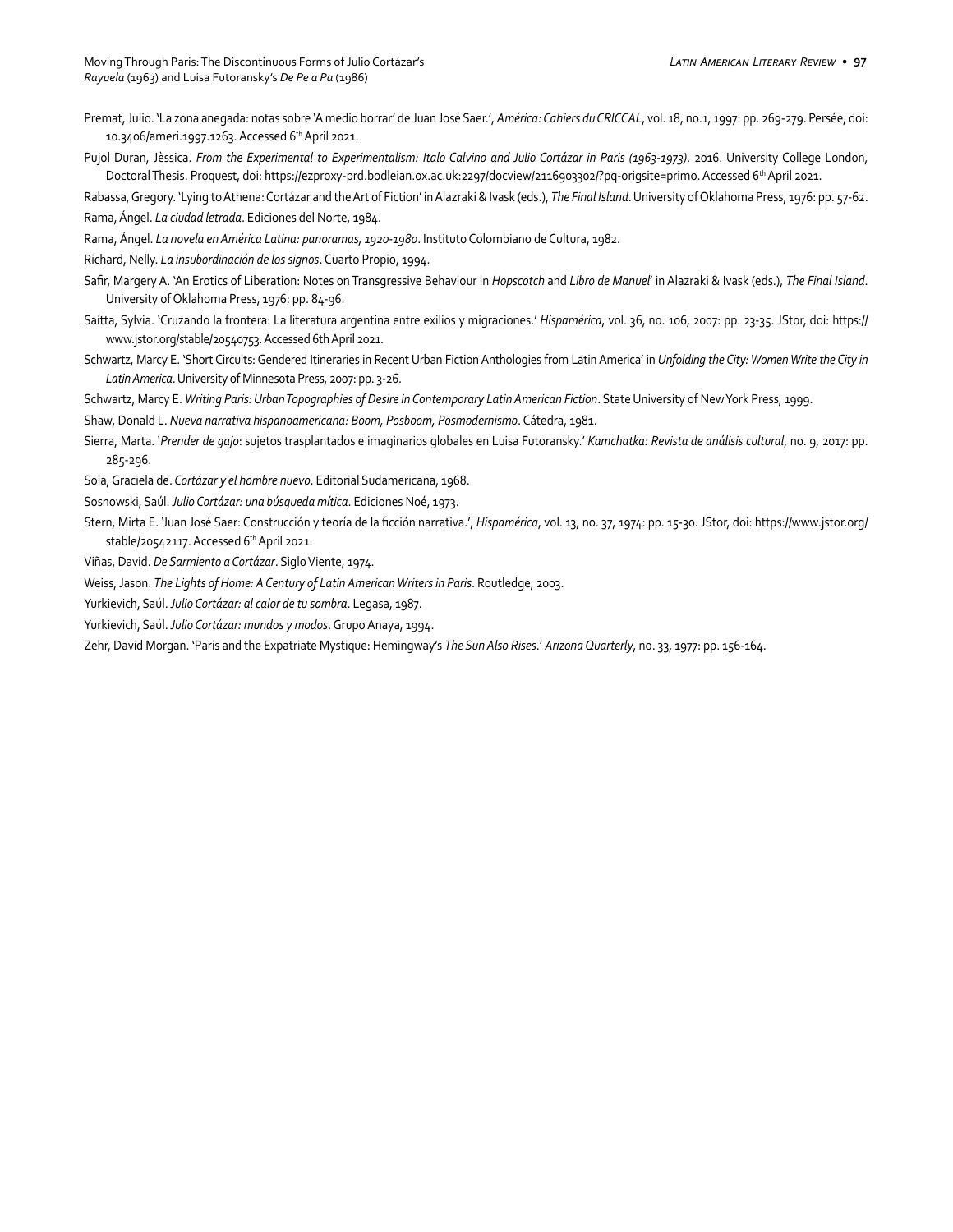Premat, Julio. 'La zona anegada: notas sobre 'A medio borrar' de Juan José Saer.', *América: Cahiers du CRICCAL*, vol. 18, no.1, 1997: pp. 269-279. Persée, doi: 10.3406/ameri.1997.1263. Accessed 6th April 2021.

Pujol Duran, Jèssica. *From the Experimental to Experimentalism: Italo Calvino and Julio Cortázar in Paris (1963-1973)*. 2016. University College London, Doctoral Thesis. Proquest, doi: https://ezproxy-prd.bodleian.ox.ac.uk:2297/docview/2116903302/?pq-origsite=primo. Accessed 6th April 2021.

Rabassa, Gregory. 'Lying to Athena: Cortázar and the Art of Fiction' in Alazraki & Ivask (eds.), *The Final Island*. University of Oklahoma Press, 1976: pp. 57-62.

Rama, Ángel. *La ciudad letrada*. Ediciones del Norte, 1984.

Rama, Ángel. *La novela en América Latina: panoramas, 1920-1980*. Instituto Colombiano de Cultura, 1982.

Richard, Nelly. *La insubordinación de los signos*. Cuarto Propio, 1994.

Safir, Margery A. 'An Erotics of Liberation: Notes on Transgressive Behaviour in *Hopscotch* and *Libro de Manuel*' in Alazraki & Ivask (eds.), *The Final Island*. University of Oklahoma Press, 1976: pp. 84-96.

Saítta, Sylvia. 'Cruzando la frontera: La literatura argentina entre exilios y migraciones.' *Hispamérica*, vol. 36, no. 106, 2007: pp. 23-35. JStor, doi: https://www.jstor.org/stable/20540753. Accessed 6th April 2021.

Schwartz, Marcy E. 'Short Circuits: Gendered Itineraries in Recent Urban Fiction Anthologies from Latin America' in *Unfolding the City: Women Write the City in Latin America*. University of Minnesota Press, 2007: pp. 3-26.

Schwartz, Marcy E. *Writing Paris: Urban Topographies of Desire in Contemporary Latin American Fiction*. State University of New York Press, 1999.

Shaw, Donald L. *Nueva narrativa hispanoamericana: Boom, Posboom, Posmodernismo*. Cátedra, 1981.

Sierra, Marta. '*Prender de gajo*: sujetos trasplantados e imaginarios globales en Luisa Futoransky.' *Kamchatka: Revista de análisis cultural*, no. 9, 2017: pp. 285-296.

Sola, Graciela de. *Cortázar y el hombre nuevo*. Editorial Sudamericana, 1968.

Sosnowski, Saúl. *Julio Cortázar: una búsqueda mítica*. Ediciones Noé, 1973.

Stern, Mirta E. 'Juan José Saer: Construcción y teoría de la ficción narrativa.', *Hispamérica*, vol. 13, no. 37, 1974: pp. 15-30. JStor, doi: https://www.jstor.org/stable/20542117. Accessed 6th April 2021.

Viñas, David. *De Sarmiento a Cortázar*. Siglo Viente, 1974.

Weiss, Jason. *The Lights of Home: A Century of Latin American Writers in Paris*. Routledge, 2003.

Yurkievich, Saúl. *Julio Cortázar: al calor de tu sombra*. Legasa, 1987.

Yurkievich, Saúl. *Julio Cortázar: mundos y modos*. Grupo Anaya, 1994.

Zehr, David Morgan. 'Paris and the Expatriate Mystique: Hemingway's *The Sun Also Rises*.' *Arizona Quarterly*, no. 33, 1977: pp. 156-164.